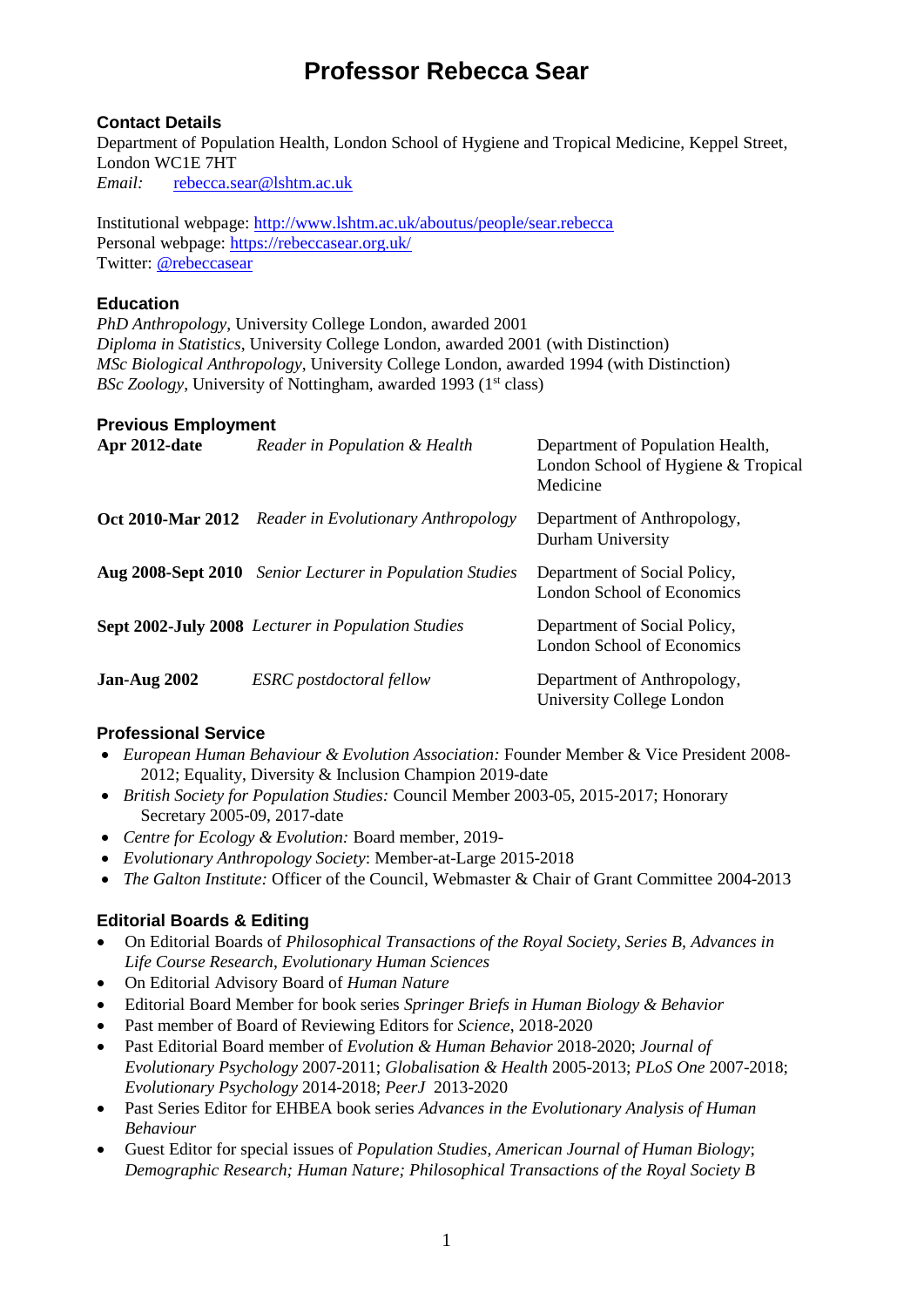# Professor Rebecca Sear

### Contact Details

Department of Population Health, London School of Hygiene and Tropical Medicine, Keppel Street, London WC1E 7HT
*Email:* rebecca.sear@lshtm.ac.uk

Institutional webpage: http://www.lshtm.ac.uk/aboutus/people/sear.rebecca
Personal webpage: https://rebeccasear.org.uk/
Twitter: @rebeccasear

### Education

*PhD Anthropology*, University College London, awarded 2001
*Diploma in Statistics*, University College London, awarded 2001 (with Distinction)
*MSc Biological Anthropology*, University College London, awarded 1994 (with Distinction)
*BSc Zoology*, University of Nottingham, awarded 1993 (1st class)

### Previous Employment

| | | |
|---|---|---|
| **Apr 2012-date** | *Reader in Population & Health* | Department of Population Health, London School of Hygiene & Tropical Medicine |
| **Oct 2010-Mar 2012** | *Reader in Evolutionary Anthropology* | Department of Anthropology, Durham University |
| **Aug 2008-Sept 2010** | *Senior Lecturer in Population Studies* | Department of Social Policy, London School of Economics |
| **Sept 2002-July 2008** | *Lecturer in Population Studies* | Department of Social Policy, London School of Economics |
| **Jan-Aug 2002** | *ESRC postdoctoral fellow* | Department of Anthropology, University College London |

### Professional Service

- *European Human Behaviour & Evolution Association:* Founder Member & Vice President 2008-2012; Equality, Diversity & Inclusion Champion 2019-date
- *British Society for Population Studies:* Council Member 2003-05, 2015-2017; Honorary Secretary 2005-09, 2017-date
- *Centre for Ecology & Evolution:* Board member, 2019-
- *Evolutionary Anthropology Society*: Member-at-Large 2015-2018
- *The Galton Institute:* Officer of the Council, Webmaster & Chair of Grant Committee 2004-2013

### Editorial Boards & Editing

- On Editorial Boards of *Philosophical Transactions of the Royal Society, Series B, Advances in Life Course Research*, *Evolutionary Human Sciences*
- On Editorial Advisory Board of *Human Nature*
- Editorial Board Member for book series *Springer Briefs in Human Biology & Behavior*
- Past member of Board of Reviewing Editors for *Science*, 2018-2020
- Past Editorial Board member of *Evolution & Human Behavior* 2018-2020; *Journal of Evolutionary Psychology* 2007-2011; *Globalisation & Health* 2005-2013; *PLoS One* 2007-2018; *Evolutionary Psychology* 2014-2018; *PeerJ* 2013-2020
- Past Series Editor for EHBEA book series *Advances in the Evolutionary Analysis of Human Behaviour*
- Guest Editor for special issues of *Population Studies, American Journal of Human Biology*; *Demographic Research; Human Nature; Philosophical Transactions of the Royal Society B*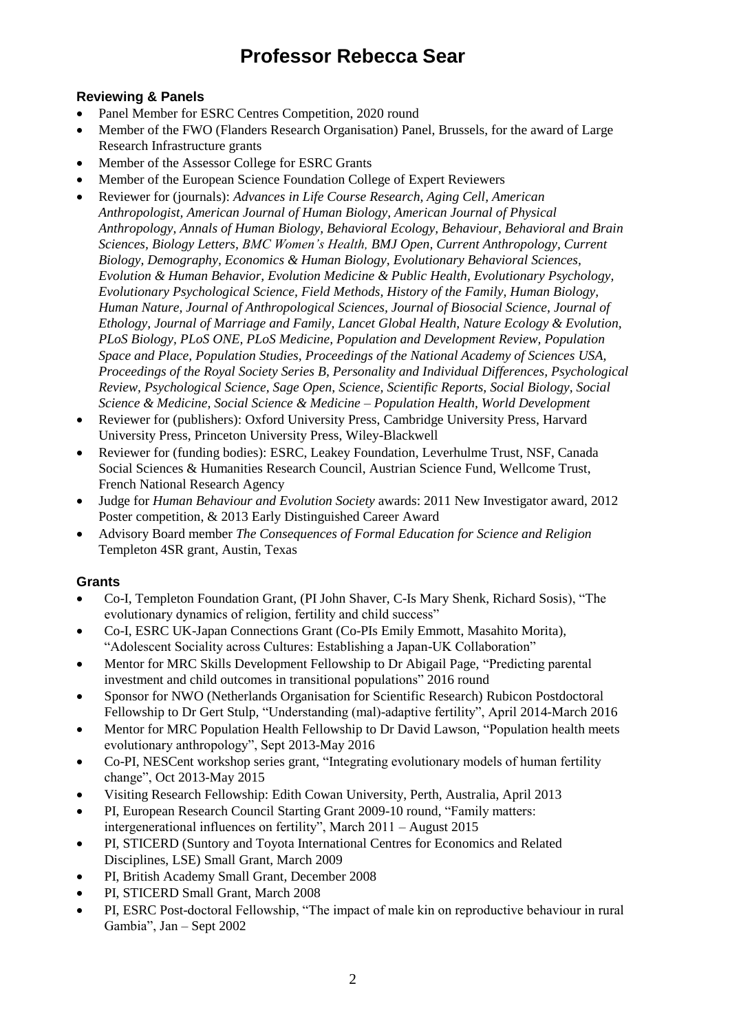# Professor Rebecca Sear

### Reviewing & Panels

- Panel Member for ESRC Centres Competition, 2020 round
- Member of the FWO (Flanders Research Organisation) Panel, Brussels, for the award of Large Research Infrastructure grants
- Member of the Assessor College for ESRC Grants
- Member of the European Science Foundation College of Expert Reviewers
- Reviewer for (journals): *Advances in Life Course Research, Aging Cell, American Anthropologist, American Journal of Human Biology, American Journal of Physical Anthropology, Annals of Human Biology, Behavioral Ecology, Behaviour, Behavioral and Brain Sciences, Biology Letters, BMC Women's Health, BMJ Open, Current Anthropology, Current Biology, Demography, Economics & Human Biology, Evolutionary Behavioral Sciences, Evolution & Human Behavior, Evolution Medicine & Public Health, Evolutionary Psychology, Evolutionary Psychological Science, Field Methods, History of the Family, Human Biology, Human Nature, Journal of Anthropological Sciences, Journal of Biosocial Science, Journal of Ethology, Journal of Marriage and Family, Lancet Global Health, Nature Ecology & Evolution, PLoS Biology, PLoS ONE, PLoS Medicine, Population and Development Review, Population Space and Place, Population Studies, Proceedings of the National Academy of Sciences USA, Proceedings of the Royal Society Series B, Personality and Individual Differences, Psychological Review, Psychological Science, Sage Open, Science, Scientific Reports, Social Biology, Social Science & Medicine, Social Science & Medicine – Population Health, World Development*
- Reviewer for (publishers): Oxford University Press, Cambridge University Press, Harvard University Press, Princeton University Press, Wiley-Blackwell
- Reviewer for (funding bodies): ESRC, Leakey Foundation, Leverhulme Trust, NSF, Canada Social Sciences & Humanities Research Council, Austrian Science Fund, Wellcome Trust, French National Research Agency
- Judge for *Human Behaviour and Evolution Society* awards: 2011 New Investigator award, 2012 Poster competition, & 2013 Early Distinguished Career Award
- Advisory Board member *The Consequences of Formal Education for Science and Religion* Templeton 4SR grant, Austin, Texas

### Grants

- Co-I, Templeton Foundation Grant, (PI John Shaver, C-Is Mary Shenk, Richard Sosis), "The evolutionary dynamics of religion, fertility and child success"
- Co-I, ESRC UK-Japan Connections Grant (Co-PIs Emily Emmott, Masahito Morita), "Adolescent Sociality across Cultures: Establishing a Japan-UK Collaboration"
- Mentor for MRC Skills Development Fellowship to Dr Abigail Page, "Predicting parental investment and child outcomes in transitional populations" 2016 round
- Sponsor for NWO (Netherlands Organisation for Scientific Research) Rubicon Postdoctoral Fellowship to Dr Gert Stulp, "Understanding (mal)-adaptive fertility", April 2014-March 2016
- Mentor for MRC Population Health Fellowship to Dr David Lawson, "Population health meets evolutionary anthropology", Sept 2013-May 2016
- Co-PI, NESCent workshop series grant, "Integrating evolutionary models of human fertility change", Oct 2013-May 2015
- Visiting Research Fellowship: Edith Cowan University, Perth, Australia, April 2013
- PI, European Research Council Starting Grant 2009-10 round, "Family matters: intergenerational influences on fertility", March 2011 – August 2015
- PI, STICERD (Suntory and Toyota International Centres for Economics and Related Disciplines, LSE) Small Grant, March 2009
- PI, British Academy Small Grant, December 2008
- PI, STICERD Small Grant, March 2008
- PI, ESRC Post-doctoral Fellowship, "The impact of male kin on reproductive behaviour in rural Gambia", Jan – Sept 2002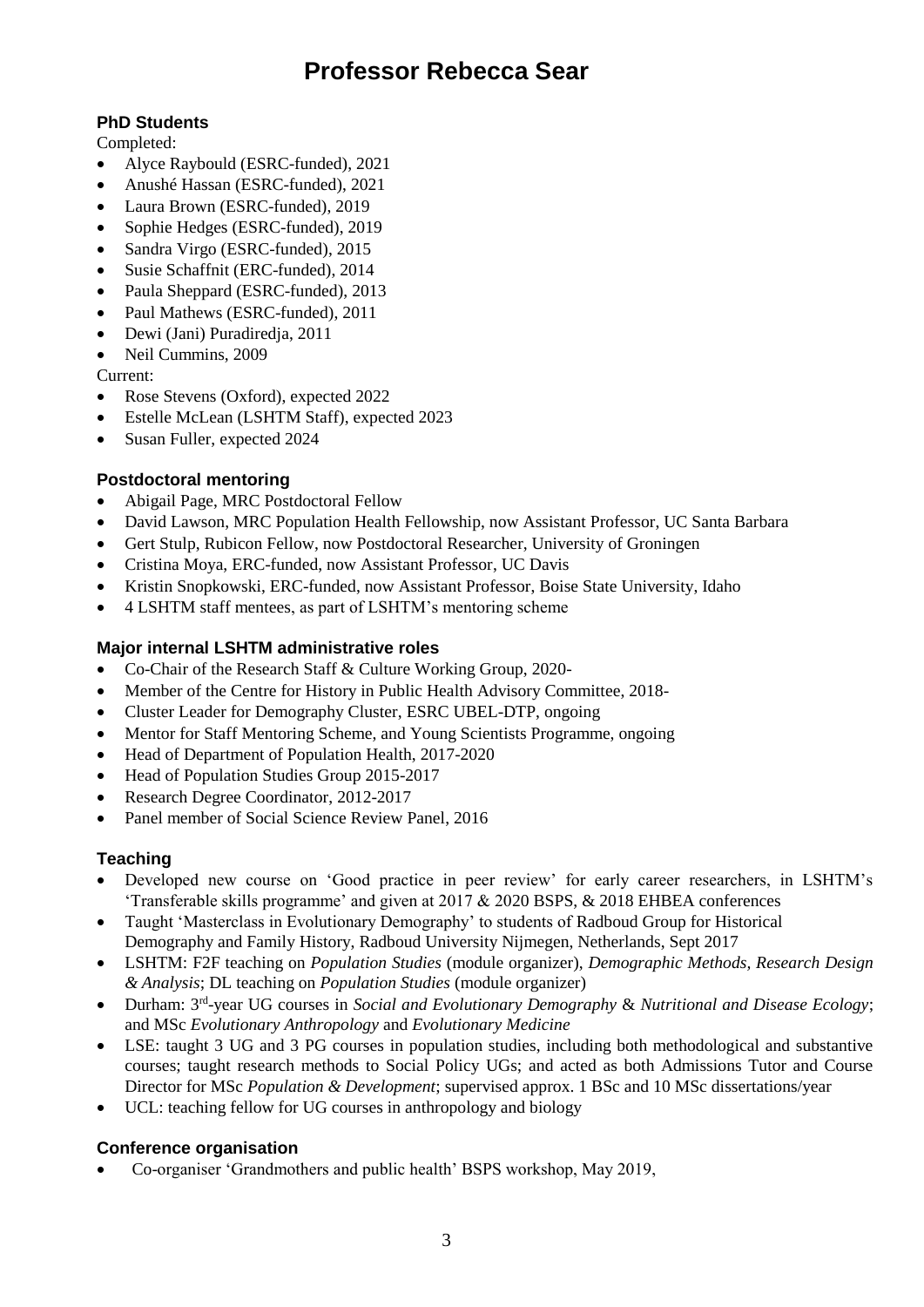# Professor Rebecca Sear

## PhD Students

Completed:

- Alyce Raybould (ESRC-funded), 2021
- Anushé Hassan (ESRC-funded), 2021
- Laura Brown (ESRC-funded), 2019
- Sophie Hedges (ESRC-funded), 2019
- Sandra Virgo (ESRC-funded), 2015
- Susie Schaffnit (ERC-funded), 2014
- Paula Sheppard (ESRC-funded), 2013
- Paul Mathews (ESRC-funded), 2011
- Dewi (Jani) Puradiredja, 2011
- Neil Cummins, 2009

Current:

- Rose Stevens (Oxford), expected 2022
- Estelle McLean (LSHTM Staff), expected 2023
- Susan Fuller, expected 2024

## Postdoctoral mentoring

- Abigail Page, MRC Postdoctoral Fellow
- David Lawson, MRC Population Health Fellowship, now Assistant Professor, UC Santa Barbara
- Gert Stulp, Rubicon Fellow, now Postdoctoral Researcher, University of Groningen
- Cristina Moya, ERC-funded, now Assistant Professor, UC Davis
- Kristin Snopkowski, ERC-funded, now Assistant Professor, Boise State University, Idaho
- 4 LSHTM staff mentees, as part of LSHTM's mentoring scheme

## Major internal LSHTM administrative roles

- Co-Chair of the Research Staff & Culture Working Group, 2020-
- Member of the Centre for History in Public Health Advisory Committee, 2018-
- Cluster Leader for Demography Cluster, ESRC UBEL-DTP, ongoing
- Mentor for Staff Mentoring Scheme, and Young Scientists Programme, ongoing
- Head of Department of Population Health, 2017-2020
- Head of Population Studies Group 2015-2017
- Research Degree Coordinator, 2012-2017
- Panel member of Social Science Review Panel, 2016

## Teaching

- Developed new course on 'Good practice in peer review' for early career researchers, in LSHTM's 'Transferable skills programme' and given at 2017 & 2020 BSPS, & 2018 EHBEA conferences
- Taught 'Masterclass in Evolutionary Demography' to students of Radboud Group for Historical Demography and Family History, Radboud University Nijmegen, Netherlands, Sept 2017
- LSHTM: F2F teaching on *Population Studies* (module organizer), *Demographic Methods, Research Design & Analysis*; DL teaching on *Population Studies* (module organizer)
- Durham: 3rd-year UG courses in *Social and Evolutionary Demography* & *Nutritional and Disease Ecology*; and MSc *Evolutionary Anthropology* and *Evolutionary Medicine*
- LSE: taught 3 UG and 3 PG courses in population studies, including both methodological and substantive courses; taught research methods to Social Policy UGs; and acted as both Admissions Tutor and Course Director for MSc *Population & Development*; supervised approx. 1 BSc and 10 MSc dissertations/year
- UCL: teaching fellow for UG courses in anthropology and biology

## Conference organisation

- Co-organiser 'Grandmothers and public health' BSPS workshop, May 2019,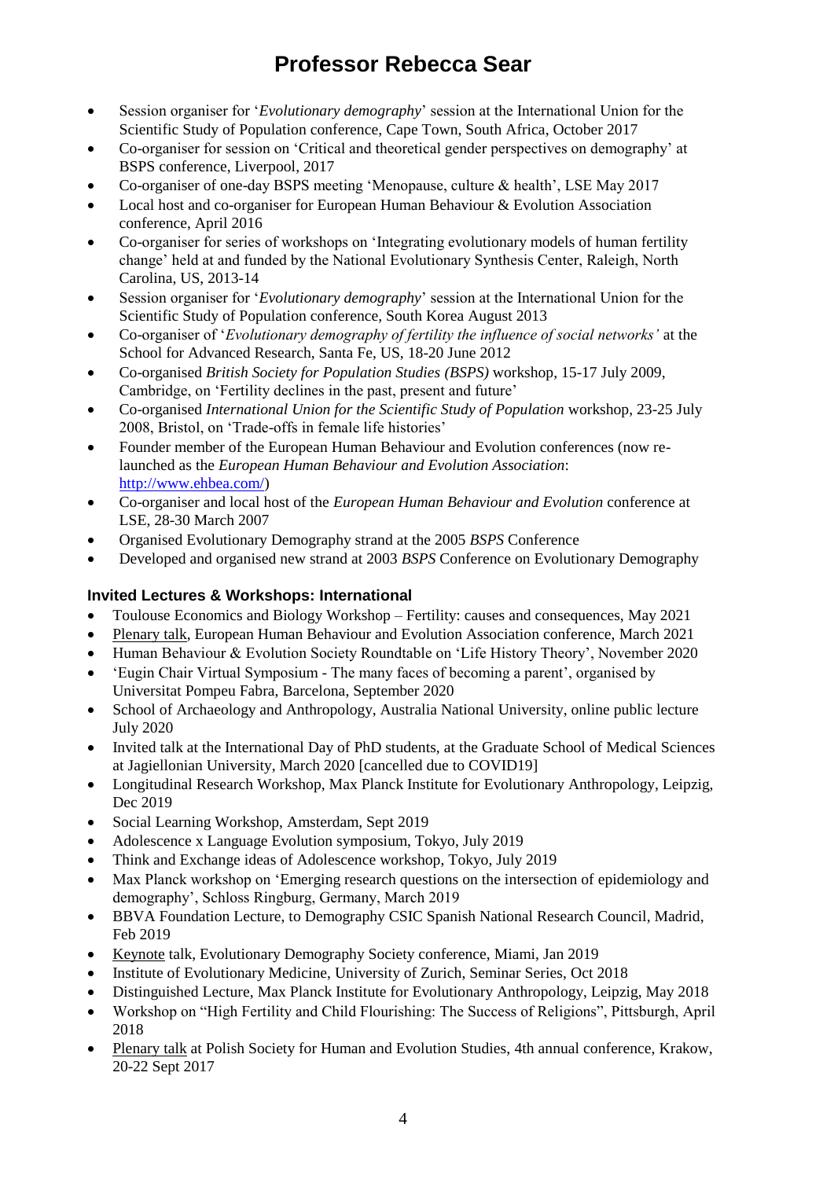# Professor Rebecca Sear

- Session organiser for '*Evolutionary demography*' session at the International Union for the Scientific Study of Population conference, Cape Town, South Africa, October 2017
- Co-organiser for session on 'Critical and theoretical gender perspectives on demography' at BSPS conference, Liverpool, 2017
- Co-organiser of one-day BSPS meeting 'Menopause, culture & health', LSE May 2017
- Local host and co-organiser for European Human Behaviour & Evolution Association conference, April 2016
- Co-organiser for series of workshops on 'Integrating evolutionary models of human fertility change' held at and funded by the National Evolutionary Synthesis Center, Raleigh, North Carolina, US, 2013-14
- Session organiser for '*Evolutionary demography*' session at the International Union for the Scientific Study of Population conference, South Korea August 2013
- Co-organiser of '*Evolutionary demography of fertility the influence of social networks'* at the School for Advanced Research, Santa Fe, US, 18-20 June 2012
- Co-organised *British Society for Population Studies (BSPS)* workshop, 15-17 July 2009, Cambridge, on 'Fertility declines in the past, present and future'
- Co-organised *International Union for the Scientific Study of Population* workshop, 23-25 July 2008, Bristol, on 'Trade-offs in female life histories'
- Founder member of the European Human Behaviour and Evolution conferences (now re-launched as the *European Human Behaviour and Evolution Association*: http://www.ehbea.com/)
- Co-organiser and local host of the *European Human Behaviour and Evolution* conference at LSE, 28-30 March 2007
- Organised Evolutionary Demography strand at the 2005 *BSPS* Conference
- Developed and organised new strand at 2003 *BSPS* Conference on Evolutionary Demography

### Invited Lectures & Workshops: International

- Toulouse Economics and Biology Workshop – Fertility: causes and consequences, May 2021
- Plenary talk, European Human Behaviour and Evolution Association conference, March 2021
- Human Behaviour & Evolution Society Roundtable on 'Life History Theory', November 2020
- 'Eugin Chair Virtual Symposium - The many faces of becoming a parent', organised by Universitat Pompeu Fabra, Barcelona, September 2020
- School of Archaeology and Anthropology, Australia National University, online public lecture July 2020
- Invited talk at the International Day of PhD students, at the Graduate School of Medical Sciences at Jagiellonian University, March 2020 [cancelled due to COVID19]
- Longitudinal Research Workshop, Max Planck Institute for Evolutionary Anthropology, Leipzig, Dec 2019
- Social Learning Workshop, Amsterdam, Sept 2019
- Adolescence x Language Evolution symposium, Tokyo, July 2019
- Think and Exchange ideas of Adolescence workshop, Tokyo, July 2019
- Max Planck workshop on 'Emerging research questions on the intersection of epidemiology and demography', Schloss Ringburg, Germany, March 2019
- BBVA Foundation Lecture, to Demography CSIC Spanish National Research Council, Madrid, Feb 2019
- Keynote talk, Evolutionary Demography Society conference, Miami, Jan 2019
- Institute of Evolutionary Medicine, University of Zurich, Seminar Series, Oct 2018
- Distinguished Lecture, Max Planck Institute for Evolutionary Anthropology, Leipzig, May 2018
- Workshop on "High Fertility and Child Flourishing: The Success of Religions", Pittsburgh, April 2018
- Plenary talk at Polish Society for Human and Evolution Studies, 4th annual conference, Krakow, 20-22 Sept 2017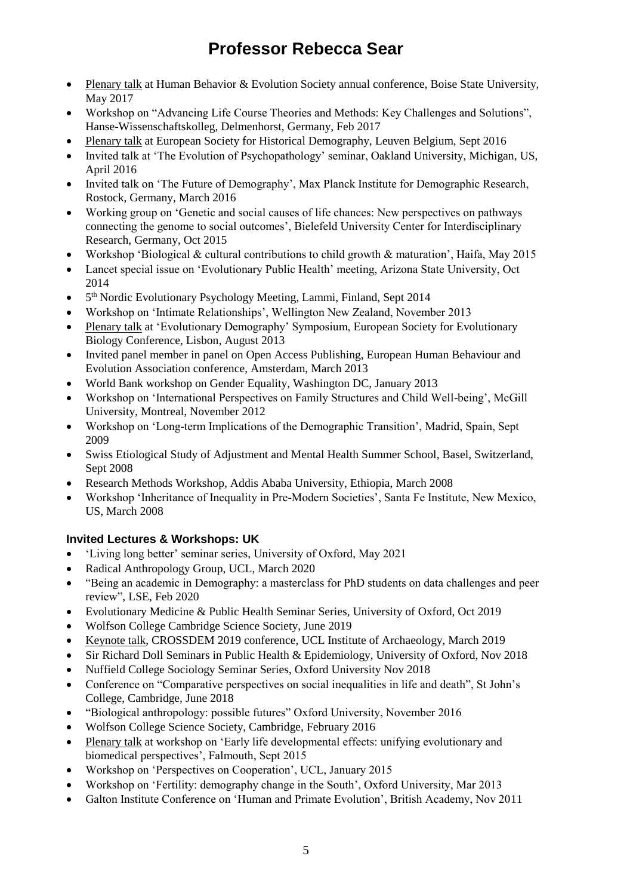# Professor Rebecca Sear

- Plenary talk at Human Behavior & Evolution Society annual conference, Boise State University, May 2017
- Workshop on "Advancing Life Course Theories and Methods: Key Challenges and Solutions", Hanse-Wissenschaftskolleg, Delmenhorst, Germany, Feb 2017
- Plenary talk at European Society for Historical Demography, Leuven Belgium, Sept 2016
- Invited talk at 'The Evolution of Psychopathology' seminar, Oakland University, Michigan, US, April 2016
- Invited talk on 'The Future of Demography', Max Planck Institute for Demographic Research, Rostock, Germany, March 2016
- Working group on 'Genetic and social causes of life chances: New perspectives on pathways connecting the genome to social outcomes', Bielefeld University Center for Interdisciplinary Research, Germany, Oct 2015
- Workshop 'Biological & cultural contributions to child growth & maturation', Haifa, May 2015
- Lancet special issue on 'Evolutionary Public Health' meeting, Arizona State University, Oct 2014
- 5th Nordic Evolutionary Psychology Meeting, Lammi, Finland, Sept 2014
- Workshop on 'Intimate Relationships', Wellington New Zealand, November 2013
- Plenary talk at 'Evolutionary Demography' Symposium, European Society for Evolutionary Biology Conference, Lisbon, August 2013
- Invited panel member in panel on Open Access Publishing, European Human Behaviour and Evolution Association conference, Amsterdam, March 2013
- World Bank workshop on Gender Equality, Washington DC, January 2013
- Workshop on 'International Perspectives on Family Structures and Child Well-being', McGill University, Montreal, November 2012
- Workshop on 'Long-term Implications of the Demographic Transition', Madrid, Spain, Sept 2009
- Swiss Etiological Study of Adjustment and Mental Health Summer School, Basel, Switzerland, Sept 2008
- Research Methods Workshop, Addis Ababa University, Ethiopia, March 2008
- Workshop 'Inheritance of Inequality in Pre-Modern Societies', Santa Fe Institute, New Mexico, US, March 2008

### Invited Lectures & Workshops: UK

- 'Living long better' seminar series, University of Oxford, May 2021
- Radical Anthropology Group, UCL, March 2020
- "Being an academic in Demography: a masterclass for PhD students on data challenges and peer review", LSE, Feb 2020
- Evolutionary Medicine & Public Health Seminar Series, University of Oxford, Oct 2019
- Wolfson College Cambridge Science Society, June 2019
- Keynote talk, CROSSDEM 2019 conference, UCL Institute of Archaeology, March 2019
- Sir Richard Doll Seminars in Public Health & Epidemiology, University of Oxford, Nov 2018
- Nuffield College Sociology Seminar Series, Oxford University Nov 2018
- Conference on "Comparative perspectives on social inequalities in life and death", St John's College, Cambridge, June 2018
- "Biological anthropology: possible futures" Oxford University, November 2016
- Wolfson College Science Society, Cambridge, February 2016
- Plenary talk at workshop on 'Early life developmental effects: unifying evolutionary and biomedical perspectives', Falmouth, Sept 2015
- Workshop on 'Perspectives on Cooperation', UCL, January 2015
- Workshop on 'Fertility: demography change in the South', Oxford University, Mar 2013
- Galton Institute Conference on 'Human and Primate Evolution', British Academy, Nov 2011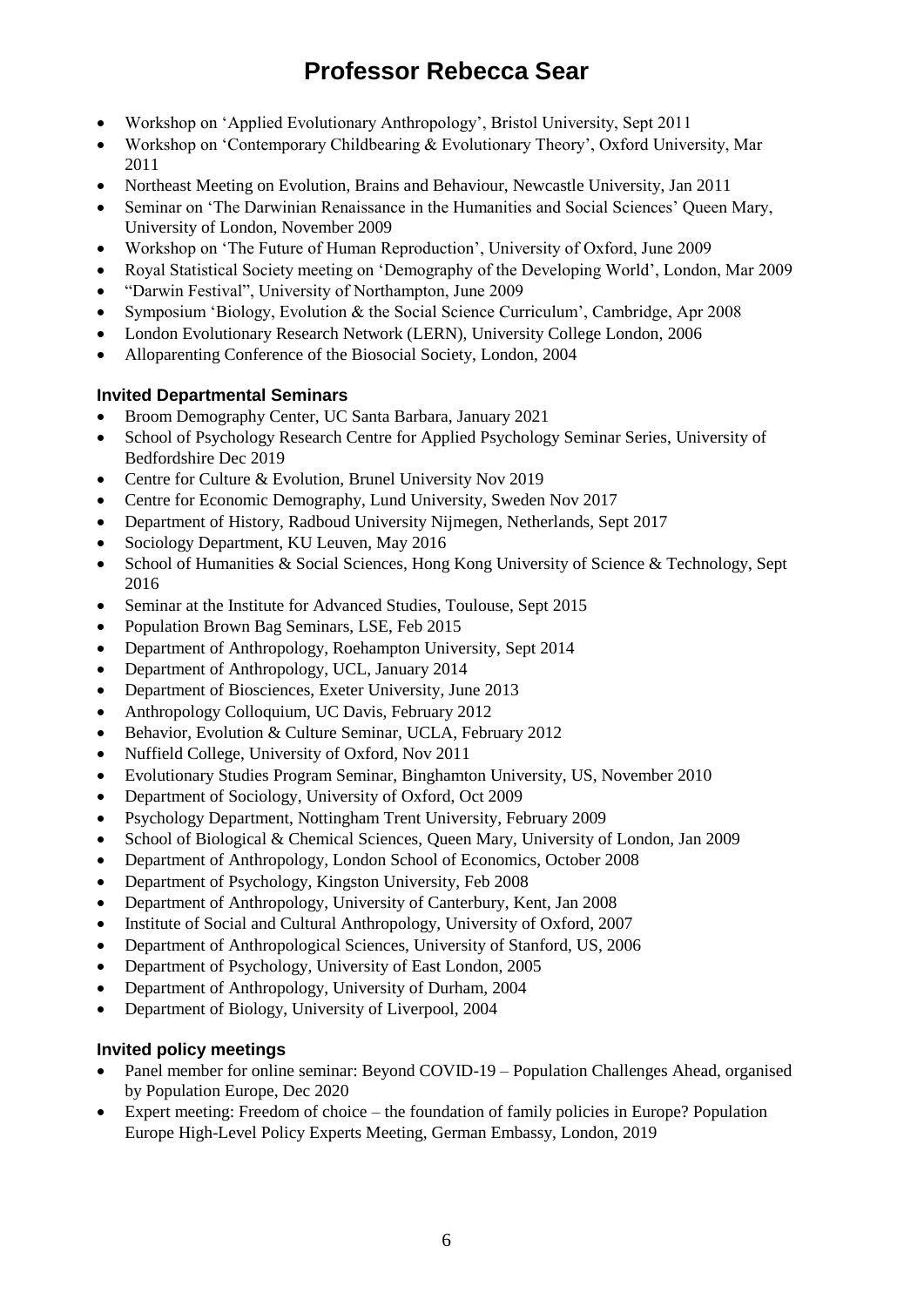- Workshop on 'Applied Evolutionary Anthropology', Bristol University, Sept 2011
- Workshop on 'Contemporary Childbearing & Evolutionary Theory', Oxford University, Mar 2011
- Northeast Meeting on Evolution, Brains and Behaviour, Newcastle University, Jan 2011
- Seminar on 'The Darwinian Renaissance in the Humanities and Social Sciences' Queen Mary, University of London, November 2009
- Workshop on 'The Future of Human Reproduction', University of Oxford, June 2009
- Royal Statistical Society meeting on 'Demography of the Developing World', London, Mar 2009
- "Darwin Festival", University of Northampton, June 2009
- Symposium 'Biology, Evolution & the Social Science Curriculum', Cambridge, Apr 2008
- London Evolutionary Research Network (LERN), University College London, 2006
- Alloparenting Conference of the Biosocial Society, London, 2004

### Invited Departmental Seminars

- Broom Demography Center, UC Santa Barbara, January 2021
- School of Psychology Research Centre for Applied Psychology Seminar Series, University of Bedfordshire Dec 2019
- Centre for Culture & Evolution, Brunel University Nov 2019
- Centre for Economic Demography, Lund University, Sweden Nov 2017
- Department of History, Radboud University Nijmegen, Netherlands, Sept 2017
- Sociology Department, KU Leuven, May 2016
- School of Humanities & Social Sciences, Hong Kong University of Science & Technology, Sept 2016
- Seminar at the Institute for Advanced Studies, Toulouse, Sept 2015
- Population Brown Bag Seminars, LSE, Feb 2015
- Department of Anthropology, Roehampton University, Sept 2014
- Department of Anthropology, UCL, January 2014
- Department of Biosciences, Exeter University, June 2013
- Anthropology Colloquium, UC Davis, February 2012
- Behavior, Evolution & Culture Seminar, UCLA, February 2012
- Nuffield College, University of Oxford, Nov 2011
- Evolutionary Studies Program Seminar, Binghamton University, US, November 2010
- Department of Sociology, University of Oxford, Oct 2009
- Psychology Department, Nottingham Trent University, February 2009
- School of Biological & Chemical Sciences, Queen Mary, University of London, Jan 2009
- Department of Anthropology, London School of Economics, October 2008
- Department of Psychology, Kingston University, Feb 2008
- Department of Anthropology, University of Canterbury, Kent, Jan 2008
- Institute of Social and Cultural Anthropology, University of Oxford, 2007
- Department of Anthropological Sciences, University of Stanford, US, 2006
- Department of Psychology, University of East London, 2005
- Department of Anthropology, University of Durham, 2004
- Department of Biology, University of Liverpool, 2004

### Invited policy meetings

- Panel member for online seminar: Beyond COVID-19 – Population Challenges Ahead, organised by Population Europe, Dec 2020
- Expert meeting: Freedom of choice – the foundation of family policies in Europe? Population Europe High-Level Policy Experts Meeting, German Embassy, London, 2019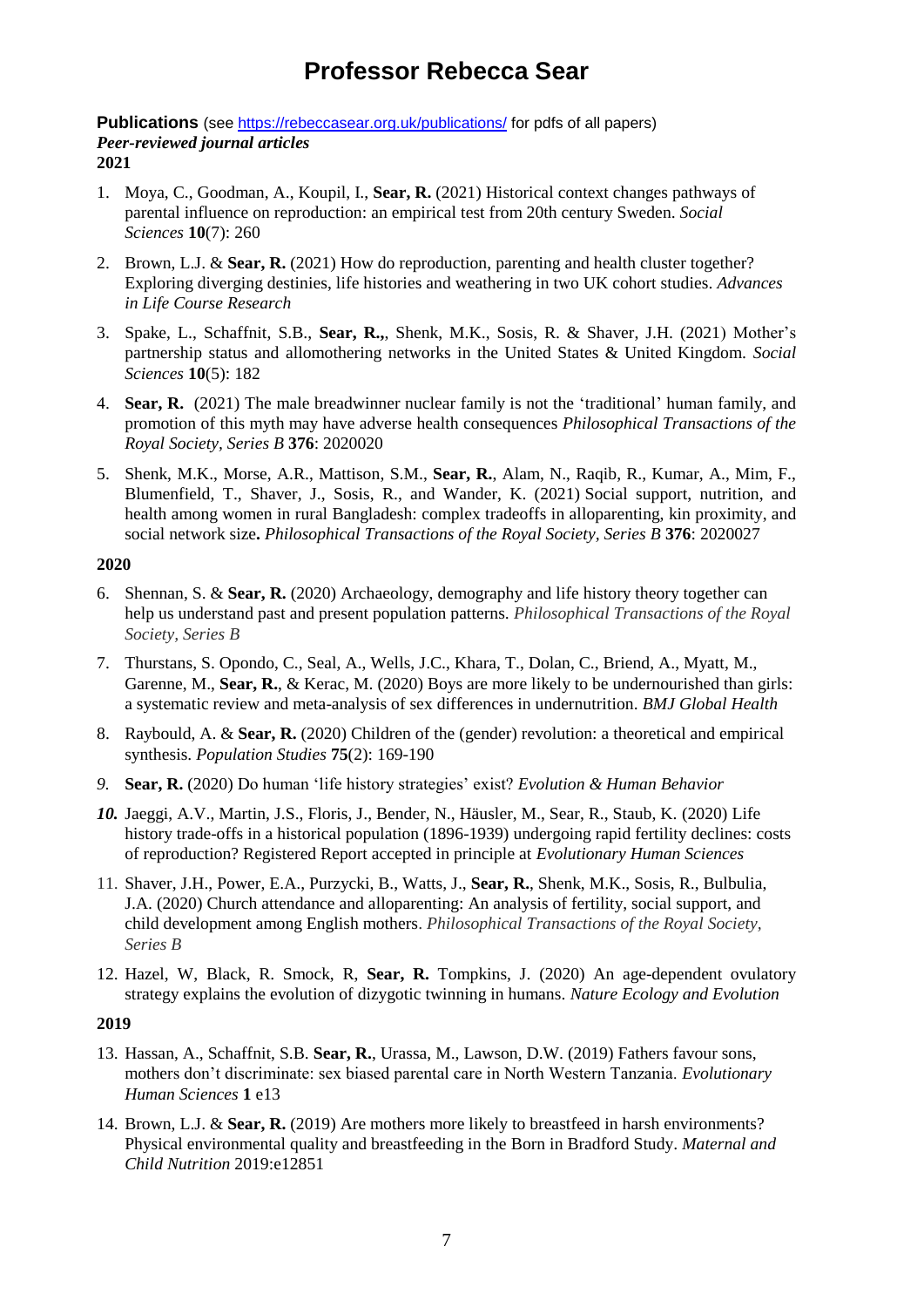# Professor Rebecca Sear

**Publications** (see https://rebeccasear.org.uk/publications/ for pdfs of all papers)
***Peer-reviewed journal articles***
**2021**

1. Moya, C., Goodman, A., Koupil, I., **Sear, R.** (2021) Historical context changes pathways of parental influence on reproduction: an empirical test from 20th century Sweden. *Social Sciences* **10**(7): 260

2. Brown, L.J. & **Sear, R.** (2021) How do reproduction, parenting and health cluster together? Exploring diverging destinies, life histories and weathering in two UK cohort studies. *Advances in Life Course Research*

3. Spake, L., Schaffnit, S.B., **Sear, R.**, Shenk, M.K., Sosis, R. & Shaver, J.H. (2021) Mother's partnership status and allomothering networks in the United States & United Kingdom. *Social Sciences* **10**(5): 182

4. **Sear, R.** (2021) The male breadwinner nuclear family is not the 'traditional' human family, and promotion of this myth may have adverse health consequences *Philosophical Transactions of the Royal Society, Series B* **376**: 2020020

5. Shenk, M.K., Morse, A.R., Mattison, S.M., **Sear, R.**, Alam, N., Raqib, R., Kumar, A., Mim, F., Blumenfield, T., Shaver, J., Sosis, R., and Wander, K. (2021) Social support, nutrition, and health among women in rural Bangladesh: complex tradeoffs in alloparenting, kin proximity, and social network size**.** *Philosophical Transactions of the Royal Society, Series B* **376**: 2020027

**2020**

6. Shennan, S. & **Sear, R.** (2020) Archaeology, demography and life history theory together can help us understand past and present population patterns. *Philosophical Transactions of the Royal Society, Series B*

7. Thurstans, S. Opondo, C., Seal, A., Wells, J.C., Khara, T., Dolan, C., Briend, A., Myatt, M., Garenne, M., **Sear, R.**, & Kerac, M. (2020) Boys are more likely to be undernourished than girls: a systematic review and meta-analysis of sex differences in undernutrition. *BMJ Global Health*

8. Raybould, A. & **Sear, R.** (2020) Children of the (gender) revolution: a theoretical and empirical synthesis. *Population Studies* **75**(2): 169-190

9. **Sear, R.** (2020) Do human 'life history strategies' exist? *Evolution & Human Behavior*

10. Jaeggi, A.V., Martin, J.S., Floris, J., Bender, N., Häusler, M., Sear, R., Staub, K. (2020) Life history trade-offs in a historical population (1896-1939) undergoing rapid fertility declines: costs of reproduction? Registered Report accepted in principle at *Evolutionary Human Sciences*

11. Shaver, J.H., Power, E.A., Purzycki, B., Watts, J., **Sear, R.**, Shenk, M.K., Sosis, R., Bulbulia, J.A. (2020) Church attendance and alloparenting: An analysis of fertility, social support, and child development among English mothers. *Philosophical Transactions of the Royal Society, Series B*

12. Hazel, W, Black, R. Smock, R, **Sear, R.** Tompkins, J. (2020) An age-dependent ovulatory strategy explains the evolution of dizygotic twinning in humans. *Nature Ecology and Evolution*

**2019**

13. Hassan, A., Schaffnit, S.B. **Sear, R.**, Urassa, M., Lawson, D.W. (2019) Fathers favour sons, mothers don't discriminate: sex biased parental care in North Western Tanzania. *Evolutionary Human Sciences* **1** e13

14. Brown, L.J. & **Sear, R.** (2019) Are mothers more likely to breastfeed in harsh environments? Physical environmental quality and breastfeeding in the Born in Bradford Study. *Maternal and Child Nutrition* 2019:e12851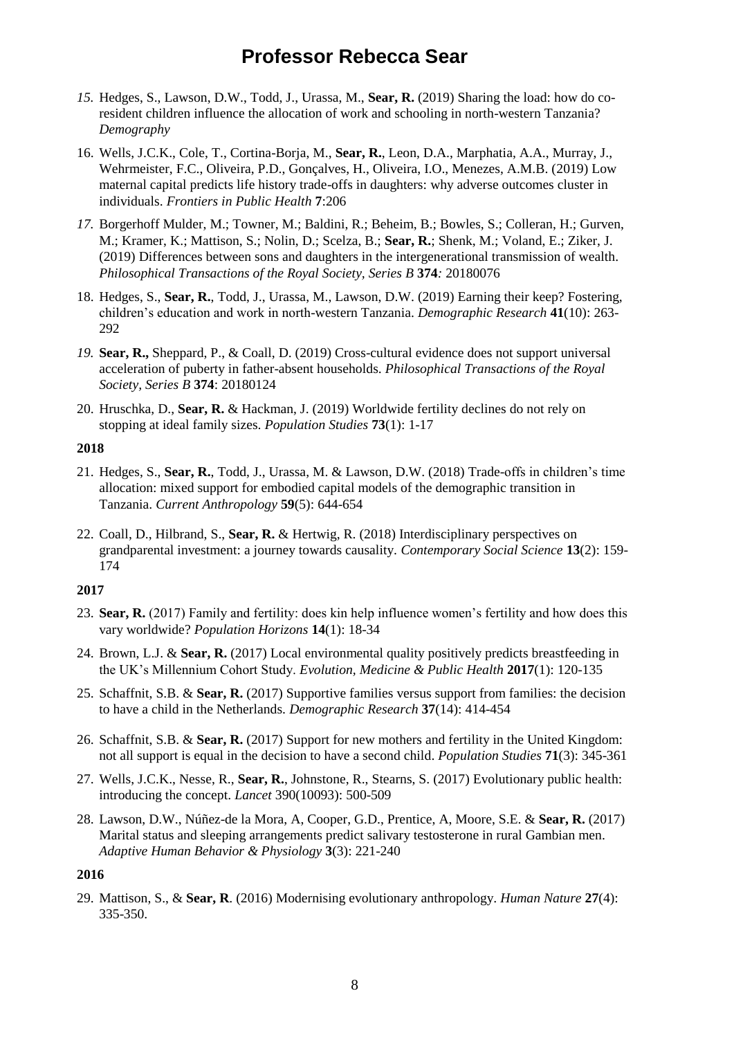15. Hedges, S., Lawson, D.W., Todd, J., Urassa, M., **Sear, R.** (2019) Sharing the load: how do co-resident children influence the allocation of work and schooling in north-western Tanzania? *Demography*

16. Wells, J.C.K., Cole, T., Cortina-Borja, M., **Sear, R.**, Leon, D.A., Marphatia, A.A., Murray, J., Wehrmeister, F.C., Oliveira, P.D., Gonçalves, H., Oliveira, I.O., Menezes, A.M.B. (2019) Low maternal capital predicts life history trade-offs in daughters: why adverse outcomes cluster in individuals. *Frontiers in Public Health* **7**:206

17. Borgerhoff Mulder, M.; Towner, M.; Baldini, R.; Beheim, B.; Bowles, S.; Colleran, H.; Gurven, M.; Kramer, K.; Mattison, S.; Nolin, D.; Scelza, B.; **Sear, R.**; Shenk, M.; Voland, E.; Ziker, J. (2019) Differences between sons and daughters in the intergenerational transmission of wealth. *Philosophical Transactions of the Royal Society, Series B* **374***:* 20180076

18. Hedges, S., **Sear, R.**, Todd, J., Urassa, M., Lawson, D.W. (2019) Earning their keep? Fostering, children's education and work in north-western Tanzania. *Demographic Research* **41**(10): 263-292

19. **Sear, R.,** Sheppard, P., & Coall, D. (2019) Cross-cultural evidence does not support universal acceleration of puberty in father-absent households. *Philosophical Transactions of the Royal Society, Series B* **374**: 20180124

20. Hruschka, D., **Sear, R.** & Hackman, J. (2019) Worldwide fertility declines do not rely on stopping at ideal family sizes. *Population Studies* **73**(1): 1-17

**2018**

21. Hedges, S., **Sear, R.**, Todd, J., Urassa, M. & Lawson, D.W. (2018) Trade-offs in children's time allocation: mixed support for embodied capital models of the demographic transition in Tanzania. *Current Anthropology* **59**(5): 644-654

22. Coall, D., Hilbrand, S., **Sear, R.** & Hertwig, R. (2018) Interdisciplinary perspectives on grandparental investment: a journey towards causality. *Contemporary Social Science* **13**(2): 159-174

**2017**

23. **Sear, R.** (2017) Family and fertility: does kin help influence women's fertility and how does this vary worldwide? *Population Horizons* **14**(1): 18-34

24. Brown, L.J. & **Sear, R.** (2017) Local environmental quality positively predicts breastfeeding in the UK's Millennium Cohort Study. *Evolution, Medicine & Public Health* **2017**(1): 120-135

25. Schaffnit, S.B. & **Sear, R.** (2017) Supportive families versus support from families: the decision to have a child in the Netherlands. *Demographic Research* **37**(14): 414-454

26. Schaffnit, S.B. & **Sear, R.** (2017) Support for new mothers and fertility in the United Kingdom: not all support is equal in the decision to have a second child. *Population Studies* **71**(3): 345-361

27. Wells, J.C.K., Nesse, R., **Sear, R.**, Johnstone, R., Stearns, S. (2017) Evolutionary public health: introducing the concept. *Lancet* 390(10093): 500-509

28. Lawson, D.W., Núñez-de la Mora, A, Cooper, G.D., Prentice, A, Moore, S.E. & **Sear, R.** (2017) Marital status and sleeping arrangements predict salivary testosterone in rural Gambian men. *Adaptive Human Behavior & Physiology* **3**(3): 221-240

**2016**

29. Mattison, S., & **Sear, R**. (2016) Modernising evolutionary anthropology. *Human Nature* **27**(4): 335-350.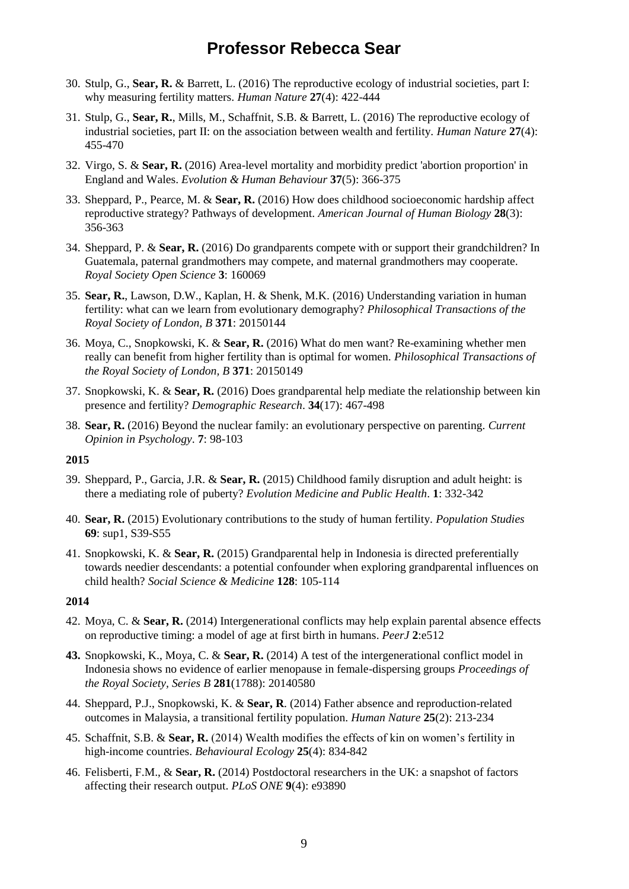30. Stulp, G., **Sear, R.** & Barrett, L. (2016) The reproductive ecology of industrial societies, part I: why measuring fertility matters. *Human Nature* **27**(4): 422-444

31. Stulp, G., **Sear, R.**, Mills, M., Schaffnit, S.B. & Barrett, L. (2016) The reproductive ecology of industrial societies, part II: on the association between wealth and fertility. *Human Nature* **27**(4): 455-470

32. Virgo, S. & **Sear, R.** (2016) Area-level mortality and morbidity predict 'abortion proportion' in England and Wales. *Evolution & Human Behaviour* **37**(5): 366-375

33. Sheppard, P., Pearce, M. & **Sear, R.** (2016) How does childhood socioeconomic hardship affect reproductive strategy? Pathways of development. *American Journal of Human Biology* **28**(3): 356-363

34. Sheppard, P. & **Sear, R.** (2016) Do grandparents compete with or support their grandchildren? In Guatemala, paternal grandmothers may compete, and maternal grandmothers may cooperate. *Royal Society Open Science* **3**: 160069

35. **Sear, R.**, Lawson, D.W., Kaplan, H. & Shenk, M.K. (2016) Understanding variation in human fertility: what can we learn from evolutionary demography? *Philosophical Transactions of the Royal Society of London, B* **371**: 20150144

36. Moya, C., Snopkowski, K. & **Sear, R.** (2016) What do men want? Re-examining whether men really can benefit from higher fertility than is optimal for women. *Philosophical Transactions of the Royal Society of London, B* **371**: 20150149

37. Snopkowski, K. & **Sear, R.** (2016) Does grandparental help mediate the relationship between kin presence and fertility? *Demographic Research*. **34**(17): 467-498

38. **Sear, R.** (2016) Beyond the nuclear family: an evolutionary perspective on parenting. *Current Opinion in Psychology*. **7**: 98-103

**2015**

39. Sheppard, P., Garcia, J.R. & **Sear, R.** (2015) Childhood family disruption and adult height: is there a mediating role of puberty? *Evolution Medicine and Public Health*. **1**: 332-342

40. **Sear, R.** (2015) Evolutionary contributions to the study of human fertility. *Population Studies* **69**: sup1, S39-S55

41. Snopkowski, K. & **Sear, R.** (2015) Grandparental help in Indonesia is directed preferentially towards needier descendants: a potential confounder when exploring grandparental influences on child health? *Social Science & Medicine* **128**: 105-114

**2014**

42. Moya, C. & **Sear, R.** (2014) Intergenerational conflicts may help explain parental absence effects on reproductive timing: a model of age at first birth in humans. *PeerJ* **2**:e512

43. Snopkowski, K., Moya, C. & **Sear, R.** (2014) A test of the intergenerational conflict model in Indonesia shows no evidence of earlier menopause in female-dispersing groups *Proceedings of the Royal Society, Series B* **281**(1788): 20140580

44. Sheppard, P.J., Snopkowski, K. & **Sear, R**. (2014) Father absence and reproduction-related outcomes in Malaysia, a transitional fertility population. *Human Nature* **25**(2): 213-234

45. Schaffnit, S.B. & **Sear, R.** (2014) Wealth modifies the effects of kin on women's fertility in high-income countries. *Behavioural Ecology* **25**(4): 834-842

46. Felisberti, F.M., & **Sear, R.** (2014) Postdoctoral researchers in the UK: a snapshot of factors affecting their research output. *PLoS ONE* **9**(4): e93890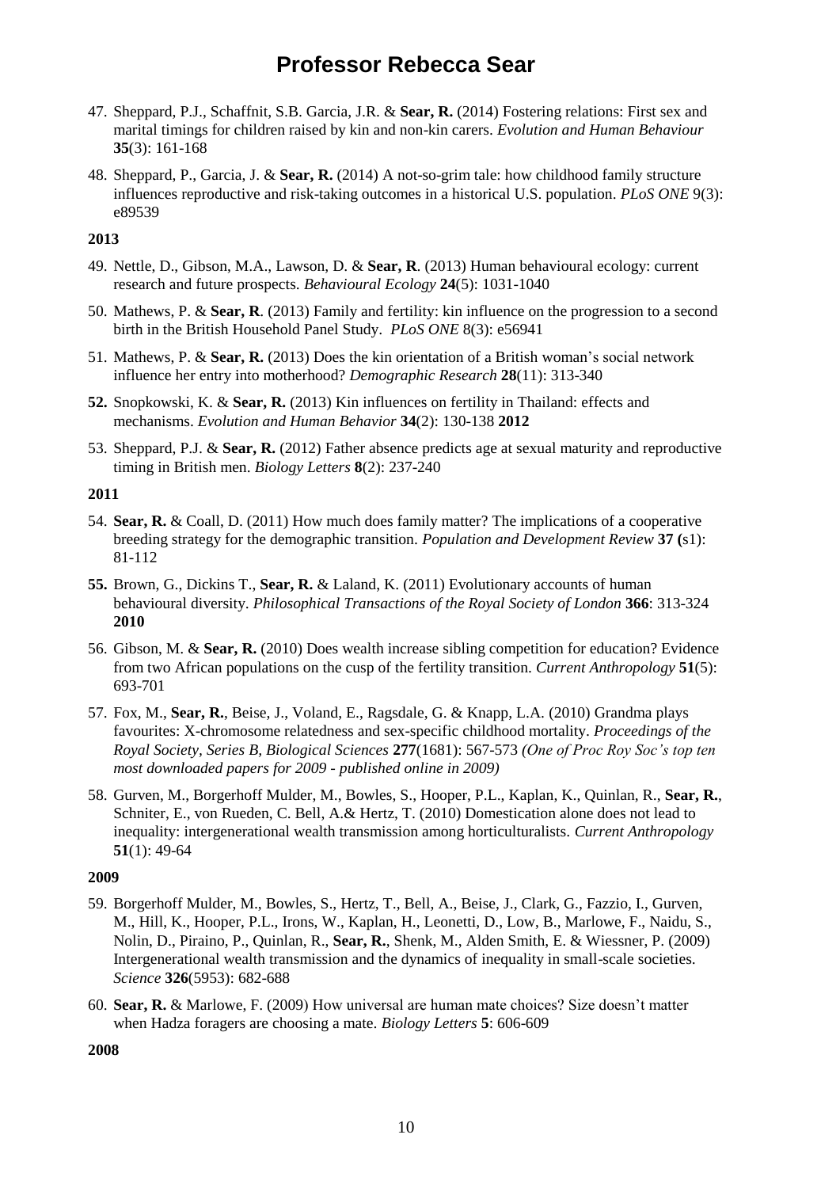47. Sheppard, P.J., Schaffnit, S.B. Garcia, J.R. & **Sear, R.** (2014) Fostering relations: First sex and marital timings for children raised by kin and non-kin carers. *Evolution and Human Behaviour* **35**(3): 161-168

48. Sheppard, P., Garcia, J. & **Sear, R.** (2014) A not-so-grim tale: how childhood family structure influences reproductive and risk-taking outcomes in a historical U.S. population. *PLoS ONE* 9(3): e89539

**2013**

49. Nettle, D., Gibson, M.A., Lawson, D. & **Sear, R**. (2013) Human behavioural ecology: current research and future prospects. *Behavioural Ecology* **24**(5): 1031-1040

50. Mathews, P. & **Sear, R**. (2013) Family and fertility: kin influence on the progression to a second birth in the British Household Panel Study. *PLoS ONE* 8(3): e56941

51. Mathews, P. & **Sear, R.** (2013) Does the kin orientation of a British woman's social network influence her entry into motherhood? *Demographic Research* **28**(11): 313-340

**52.** Snopkowski, K. & **Sear, R.** (2013) Kin influences on fertility in Thailand: effects and mechanisms. *Evolution and Human Behavior* **34**(2): 130-138 **2012**

53. Sheppard, P.J. & **Sear, R.** (2012) Father absence predicts age at sexual maturity and reproductive timing in British men. *Biology Letters* **8**(2): 237-240

**2011**

54. **Sear, R.** & Coall, D. (2011) How much does family matter? The implications of a cooperative breeding strategy for the demographic transition. *Population and Development Review* **37 (**s1): 81-112

**55.** Brown, G., Dickins T., **Sear, R.** & Laland, K. (2011) Evolutionary accounts of human behavioural diversity. *Philosophical Transactions of the Royal Society of London* **366**: 313-324 **2010**

56. Gibson, M. & **Sear, R.** (2010) Does wealth increase sibling competition for education? Evidence from two African populations on the cusp of the fertility transition. *Current Anthropology* **51**(5): 693-701

57. Fox, M., **Sear, R.**, Beise, J., Voland, E., Ragsdale, G. & Knapp, L.A. (2010) Grandma plays favourites: X-chromosome relatedness and sex-specific childhood mortality. *Proceedings of the Royal Society, Series B, Biological Sciences* **277**(1681): 567-573 *(One of Proc Roy Soc's top ten most downloaded papers for 2009 - published online in 2009)*

58. Gurven, M., Borgerhoff Mulder, M., Bowles, S., Hooper, P.L., Kaplan, K., Quinlan, R., **Sear, R.**, Schniter, E., von Rueden, C. Bell, A.& Hertz, T. (2010) Domestication alone does not lead to inequality: intergenerational wealth transmission among horticulturalists. *Current Anthropology* **51**(1): 49-64

**2009**

59. Borgerhoff Mulder, M., Bowles, S., Hertz, T., Bell, A., Beise, J., Clark, G., Fazzio, I., Gurven, M., Hill, K., Hooper, P.L., Irons, W., Kaplan, H., Leonetti, D., Low, B., Marlowe, F., Naidu, S., Nolin, D., Piraino, P., Quinlan, R., **Sear, R.**, Shenk, M., Alden Smith, E. & Wiessner, P. (2009) Intergenerational wealth transmission and the dynamics of inequality in small-scale societies. *Science* **326**(5953): 682-688

60. **Sear, R.** & Marlowe, F. (2009) How universal are human mate choices? Size doesn't matter when Hadza foragers are choosing a mate. *Biology Letters* **5**: 606-609

**2008**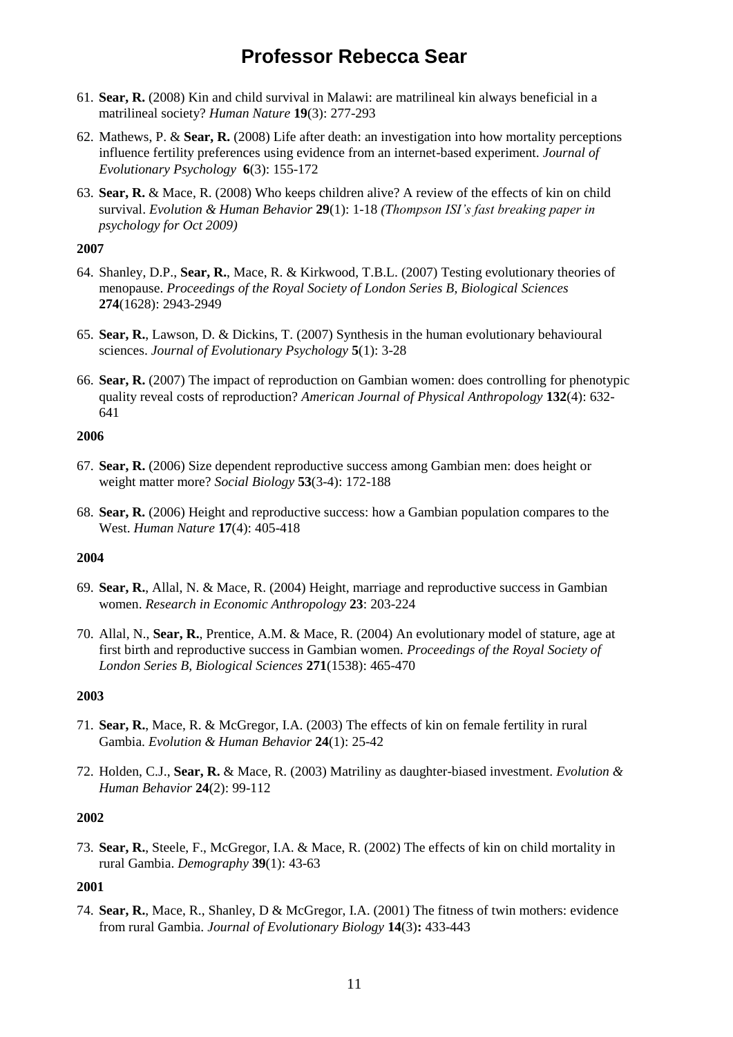61. **Sear, R.** (2008) Kin and child survival in Malawi: are matrilineal kin always beneficial in a matrilineal society? *Human Nature* **19**(3): 277-293

62. Mathews, P. & **Sear, R.** (2008) Life after death: an investigation into how mortality perceptions influence fertility preferences using evidence from an internet-based experiment. *Journal of Evolutionary Psychology* **6**(3): 155-172

63. **Sear, R.** & Mace, R. (2008) Who keeps children alive? A review of the effects of kin on child survival. *Evolution & Human Behavior* **29**(1): 1-18 *(Thompson ISI's fast breaking paper in psychology for Oct 2009)*

**2007**

64. Shanley, D.P., **Sear, R.**, Mace, R. & Kirkwood, T.B.L. (2007) Testing evolutionary theories of menopause. *Proceedings of the Royal Society of London Series B, Biological Sciences* **274**(1628): 2943-2949

65. **Sear, R.**, Lawson, D. & Dickins, T. (2007) Synthesis in the human evolutionary behavioural sciences. *Journal of Evolutionary Psychology* **5**(1): 3-28

66. **Sear, R.** (2007) The impact of reproduction on Gambian women: does controlling for phenotypic quality reveal costs of reproduction? *American Journal of Physical Anthropology* **132**(4): 632-641

**2006**

67. **Sear, R.** (2006) Size dependent reproductive success among Gambian men: does height or weight matter more? *Social Biology* **53**(3-4): 172-188

68. **Sear, R.** (2006) Height and reproductive success: how a Gambian population compares to the West. *Human Nature* **17**(4): 405-418

**2004**

69. **Sear, R.**, Allal, N. & Mace, R. (2004) Height, marriage and reproductive success in Gambian women. *Research in Economic Anthropology* **23**: 203-224

70. Allal, N., **Sear, R.**, Prentice, A.M. & Mace, R. (2004) An evolutionary model of stature, age at first birth and reproductive success in Gambian women. *Proceedings of the Royal Society of London Series B, Biological Sciences* **271**(1538): 465-470

**2003**

71. **Sear, R.**, Mace, R. & McGregor, I.A. (2003) The effects of kin on female fertility in rural Gambia. *Evolution & Human Behavior* **24**(1): 25-42

72. Holden, C.J., **Sear, R.** & Mace, R. (2003) Matriliny as daughter-biased investment. *Evolution & Human Behavior* **24**(2): 99-112

**2002**

73. **Sear, R.**, Steele, F., McGregor, I.A. & Mace, R. (2002) The effects of kin on child mortality in rural Gambia. *Demography* **39**(1): 43-63

**2001**

74. **Sear, R.**, Mace, R., Shanley, D & McGregor, I.A. (2001) The fitness of twin mothers: evidence from rural Gambia. *Journal of Evolutionary Biology* **14**(3)**:** 433-443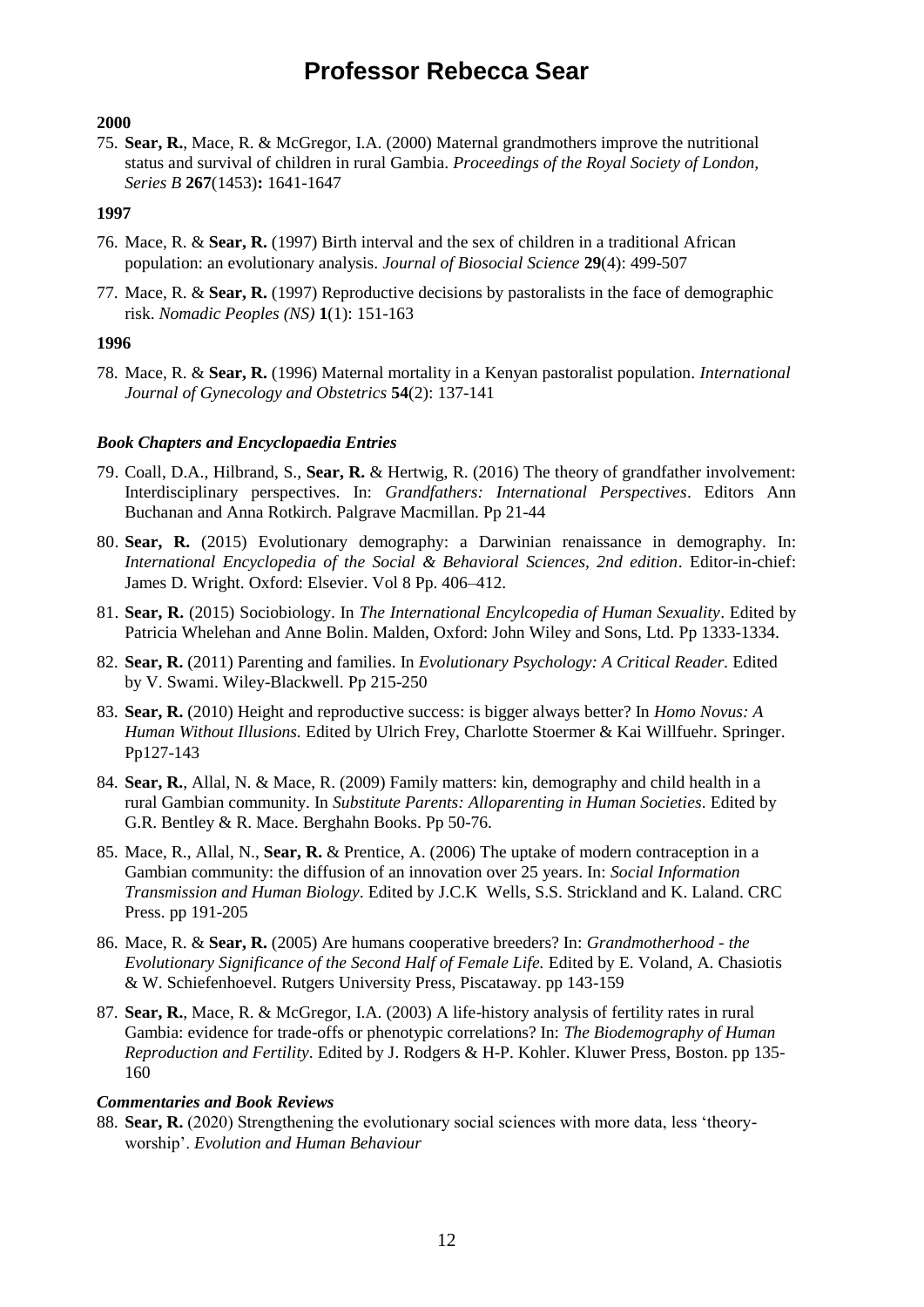**2000**

75. **Sear, R.**, Mace, R. & McGregor, I.A. (2000) Maternal grandmothers improve the nutritional status and survival of children in rural Gambia. *Proceedings of the Royal Society of London, Series B* **267**(1453)**:** 1641-1647

**1997**

76. Mace, R. & **Sear, R.** (1997) Birth interval and the sex of children in a traditional African population: an evolutionary analysis. *Journal of Biosocial Science* **29**(4): 499-507

77. Mace, R. & **Sear, R.** (1997) Reproductive decisions by pastoralists in the face of demographic risk. *Nomadic Peoples (NS)* **1**(1): 151-163

**1996**

78. Mace, R. & **Sear, R.** (1996) Maternal mortality in a Kenyan pastoralist population. *International Journal of Gynecology and Obstetrics* **54**(2): 137-141

***Book Chapters and Encyclopaedia Entries***

79. Coall, D.A., Hilbrand, S., **Sear, R.** & Hertwig, R. (2016) The theory of grandfather involvement: Interdisciplinary perspectives. In: *Grandfathers: International Perspectives*. Editors Ann Buchanan and Anna Rotkirch. Palgrave Macmillan. Pp 21-44

80. **Sear, R.** (2015) Evolutionary demography: a Darwinian renaissance in demography. In: *International Encyclopedia of the Social & Behavioral Sciences, 2nd edition*. Editor-in-chief: James D. Wright. Oxford: Elsevier. Vol 8 Pp. 406–412.

81. **Sear, R.** (2015) Sociobiology. In *The International Encylcopedia of Human Sexuality*. Edited by Patricia Whelehan and Anne Bolin. Malden, Oxford: John Wiley and Sons, Ltd. Pp 1333-1334.

82. **Sear, R.** (2011) Parenting and families. In *Evolutionary Psychology: A Critical Reader.* Edited by V. Swami. Wiley-Blackwell. Pp 215-250

83. **Sear, R.** (2010) Height and reproductive success: is bigger always better? In *Homo Novus: A Human Without Illusions.* Edited by Ulrich Frey, Charlotte Stoermer & Kai Willfuehr. Springer. Pp127-143

84. **Sear, R.**, Allal, N. & Mace, R. (2009) Family matters: kin, demography and child health in a rural Gambian community. In *Substitute Parents: Alloparenting in Human Societies*. Edited by G.R. Bentley & R. Mace. Berghahn Books. Pp 50-76.

85. Mace, R., Allal, N., **Sear, R.** & Prentice, A. (2006) The uptake of modern contraception in a Gambian community: the diffusion of an innovation over 25 years. In: *Social Information Transmission and Human Biology*. Edited by J.C.K Wells, S.S. Strickland and K. Laland. CRC Press. pp 191-205

86. Mace, R. & **Sear, R.** (2005) Are humans cooperative breeders? In: *Grandmotherhood - the Evolutionary Significance of the Second Half of Female Life.* Edited by E. Voland, A. Chasiotis & W. Schiefenhoevel. Rutgers University Press, Piscataway. pp 143-159

87. **Sear, R.**, Mace, R. & McGregor, I.A. (2003) A life-history analysis of fertility rates in rural Gambia: evidence for trade-offs or phenotypic correlations? In: *The Biodemography of Human Reproduction and Fertility*. Edited by J. Rodgers & H-P. Kohler. Kluwer Press, Boston. pp 135-160

***Commentaries and Book Reviews***

88. **Sear, R.** (2020) Strengthening the evolutionary social sciences with more data, less 'theory-worship'. *Evolution and Human Behaviour*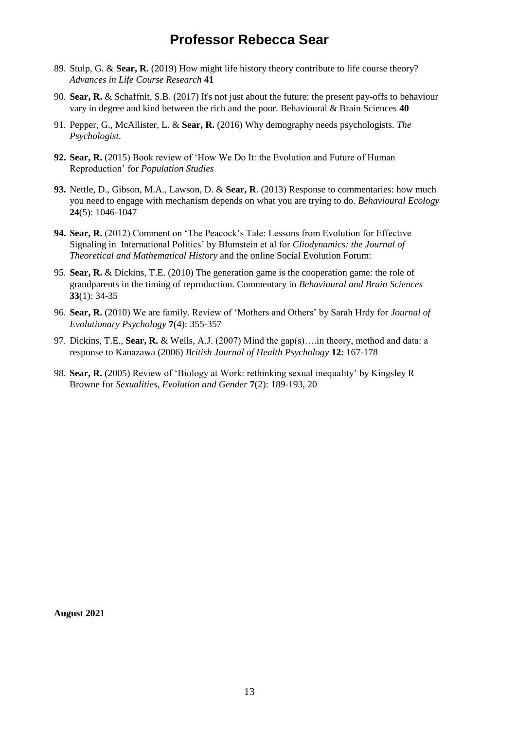89. Stulp, G. & **Sear, R.** (2019) How might life history theory contribute to life course theory? *Advances in Life Course Research* **41**

90. **Sear, R.** & Schaffnit, S.B. (2017) It's not just about the future: the present pay-offs to behaviour vary in degree and kind between the rich and the poor. Behavioural & Brain Sciences **40**

91. Pepper, G., McAllister, L. & **Sear, R.** (2016) Why demography needs psychologists. *The Psychologist*.

**92.** **Sear, R.** (2015) Book review of 'How We Do It: the Evolution and Future of Human Reproduction' for *Population Studies*

**93.** Nettle, D., Gibson, M.A., Lawson, D. & **Sear, R**. (2013) Response to commentaries: how much you need to engage with mechanism depends on what you are trying to do. *Behavioural Ecology* **24**(5): 1046-1047

**94.** **Sear, R.** (2012) Comment on 'The Peacock's Tale: Lessons from Evolution for Effective Signaling in International Politics' by Blumstein et al for *Cliodynamics: the Journal of Theoretical and Mathematical History* and the online Social Evolution Forum:

95. **Sear, R.** & Dickins, T.E. (2010) The generation game is the cooperation game: the role of grandparents in the timing of reproduction. Commentary in *Behavioural and Brain Sciences* **33**(1): 34-35

96. **Sear, R.** (2010) We are family. Review of 'Mothers and Others' by Sarah Hrdy for *Journal of Evolutionary Psychology* **7**(4): 355-357

97. Dickins, T.E., **Sear, R.** & Wells, A.J. (2007) Mind the gap(s)….in theory, method and data: a response to Kanazawa (2006) *British Journal of Health Psychology* **12**: 167-178

98. **Sear, R.** (2005) Review of 'Biology at Work: rethinking sexual inequality' by Kingsley R Browne for *Sexualities, Evolution and Gender* **7**(2): 189-193, 20

**August 2021**